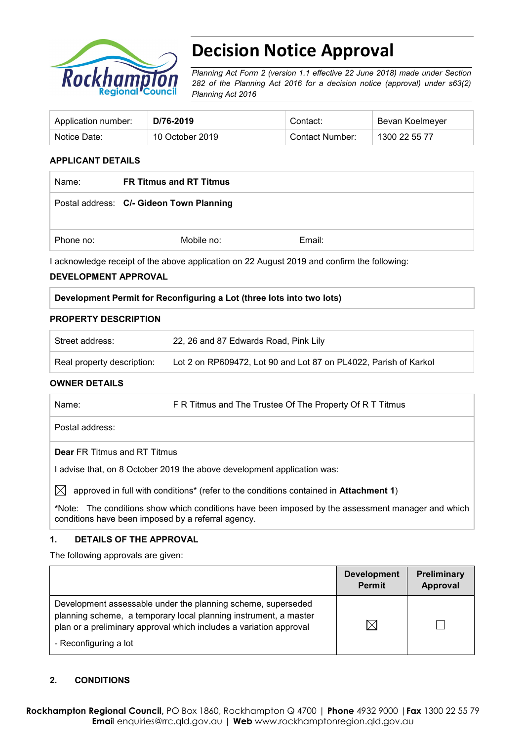# Decision Notice Approval

*Planning Act Form 2 (version 1.1 effective 22 June 2018) made under Section 282 of the Planning Act 2016 for a decision notice (approval) under s63(2) Planning Act 2016*

| Application number: | **D/76-2019** | Contact: | Bevan Koelmeyer |
|---|---|---|---|
| Notice Date: | 10 October 2019 | Contact Number: | 1300 22 55 77 |

## APPLICANT DETAILS

| Name: | **FR Titmus and RT Titmus** | |
|---|---|---|
| Postal address: | **C/- Gideon Town Planning** | |
| Phone no: | Mobile no: | Email: |

I acknowledge receipt of the above application on 22 August 2019 and confirm the following:

## DEVELOPMENT APPROVAL

| **Development Permit for Reconfiguring a Lot (three lots into two lots)** |
|---|

## PROPERTY DESCRIPTION

| Street address: | 22, 26 and 87 Edwards Road, Pink Lily |
|---|---|
| Real property description: | Lot 2 on RP609472, Lot 90 and Lot 87 on PL4022, Parish of Karkol |

## OWNER DETAILS

| Name: | F R Titmus and The Trustee Of The Property Of R T Titmus |
|---|---|
| Postal address: | |

**Dear** FR Titmus and RT Titmus

I advise that, on 8 October 2019 the above development application was:

☒ approved in full with conditions* (refer to the conditions contained in **Attachment 1**)

*Note: The conditions show which conditions have been imposed by the assessment manager and which conditions have been imposed by a referral agency.

## 1. DETAILS OF THE APPROVAL

The following approvals are given:

| | **Development Permit** | **Preliminary Approval** |
|---|---|---|
| Development assessable under the planning scheme, superseded planning scheme, a temporary local planning instrument, a master plan or a preliminary approval which includes a variation approval<br>- Reconfiguring a lot | ☒ | ☐ |

## 2. CONDITIONS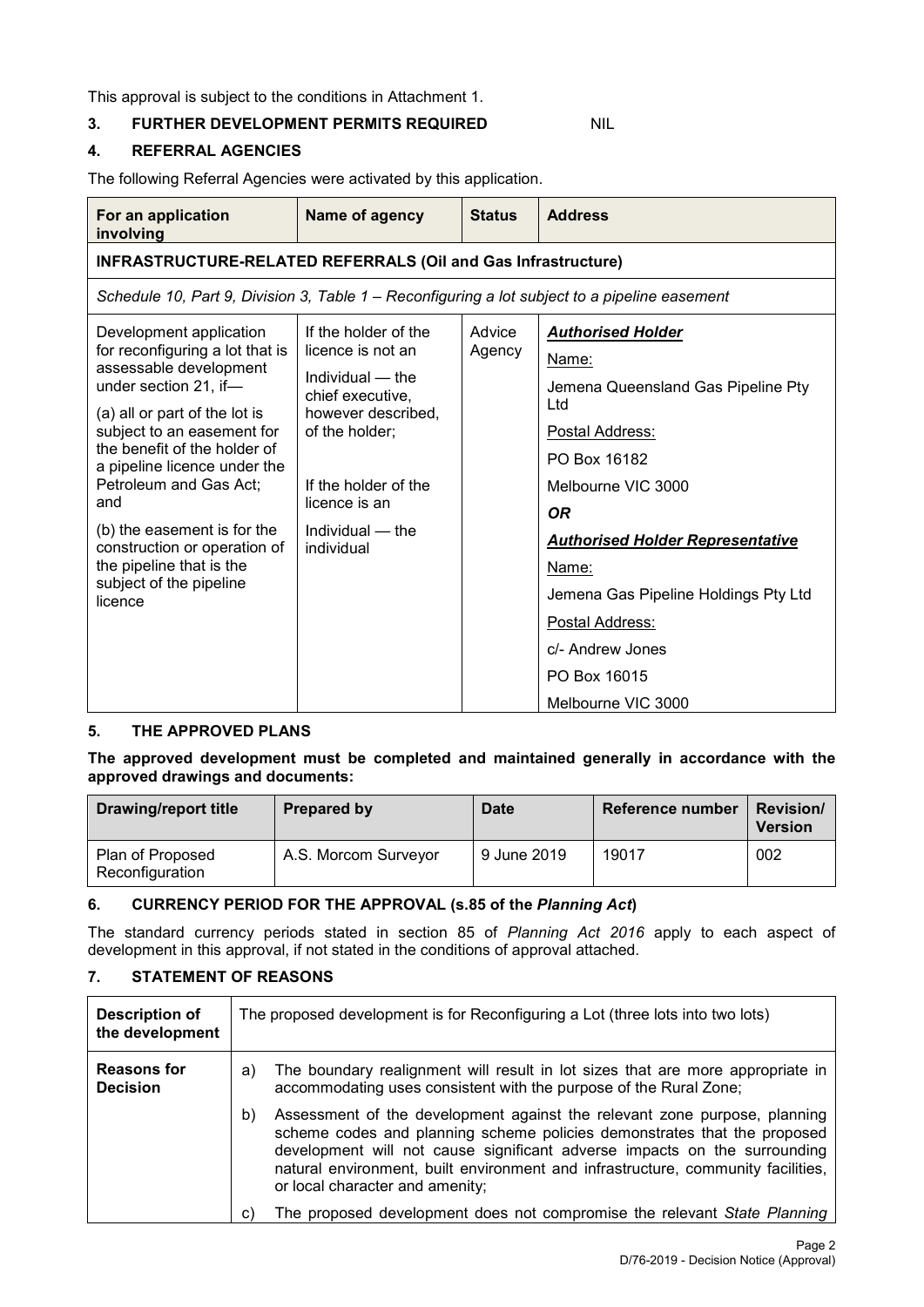This approval is subject to the conditions in Attachment 1.

## 3. FURTHER DEVELOPMENT PERMITS REQUIRED NIL

## 4. REFERRAL AGENCIES

The following Referral Agencies were activated by this application.

| For an application involving | Name of agency | Status | Address |
|---|---|---|---|
| **INFRASTRUCTURE-RELATED REFERRALS (Oil and Gas Infrastructure)** | | | |
| *Schedule 10, Part 9, Division 3, Table 1 – Reconfiguring a lot subject to a pipeline easement* | | | |
| Development application for reconfiguring a lot that is assessable development under section 21, if—<br><br>(a) all or part of the lot is subject to an easement for the benefit of the holder of a pipeline licence under the Petroleum and Gas Act; and<br><br>(b) the easement is for the construction or operation of the pipeline that is the subject of the pipeline licence | If the holder of the licence is not an Individual — the chief executive, however described, of the holder;<br><br>If the holder of the licence is an Individual — the individual | Advice Agency | ***Authorised Holder***<br>Name:<br>Jemena Queensland Gas Pipeline Pty Ltd<br>Postal Address:<br>PO Box 16182<br>Melbourne VIC 3000<br>***OR***<br>***Authorised Holder Representative***<br>Name:<br>Jemena Gas Pipeline Holdings Pty Ltd<br>Postal Address:<br>c/- Andrew Jones<br>PO Box 16015<br>Melbourne VIC 3000 |

## 5. THE APPROVED PLANS

**The approved development must be completed and maintained generally in accordance with the approved drawings and documents:**

| Drawing/report title | Prepared by | Date | Reference number | Revision/ Version |
|---|---|---|---|---|
| Plan of Proposed Reconfiguration | A.S. Morcom Surveyor | 9 June 2019 | 19017 | 002 |

## 6. CURRENCY PERIOD FOR THE APPROVAL (s.85 of the *Planning Act*)

The standard currency periods stated in section 85 of *Planning Act 2016* apply to each aspect of development in this approval, if not stated in the conditions of approval attached.

## 7. STATEMENT OF REASONS

| Description of the development | The proposed development is for Reconfiguring a Lot (three lots into two lots) |
|---|---|
| **Reasons for Decision** | a) The boundary realignment will result in lot sizes that are more appropriate in accommodating uses consistent with the purpose of the Rural Zone;<br><br>b) Assessment of the development against the relevant zone purpose, planning scheme codes and planning scheme policies demonstrates that the proposed development will not cause significant adverse impacts on the surrounding natural environment, built environment and infrastructure, community facilities, or local character and amenity;<br><br>c) The proposed development does not compromise the relevant *State Planning* |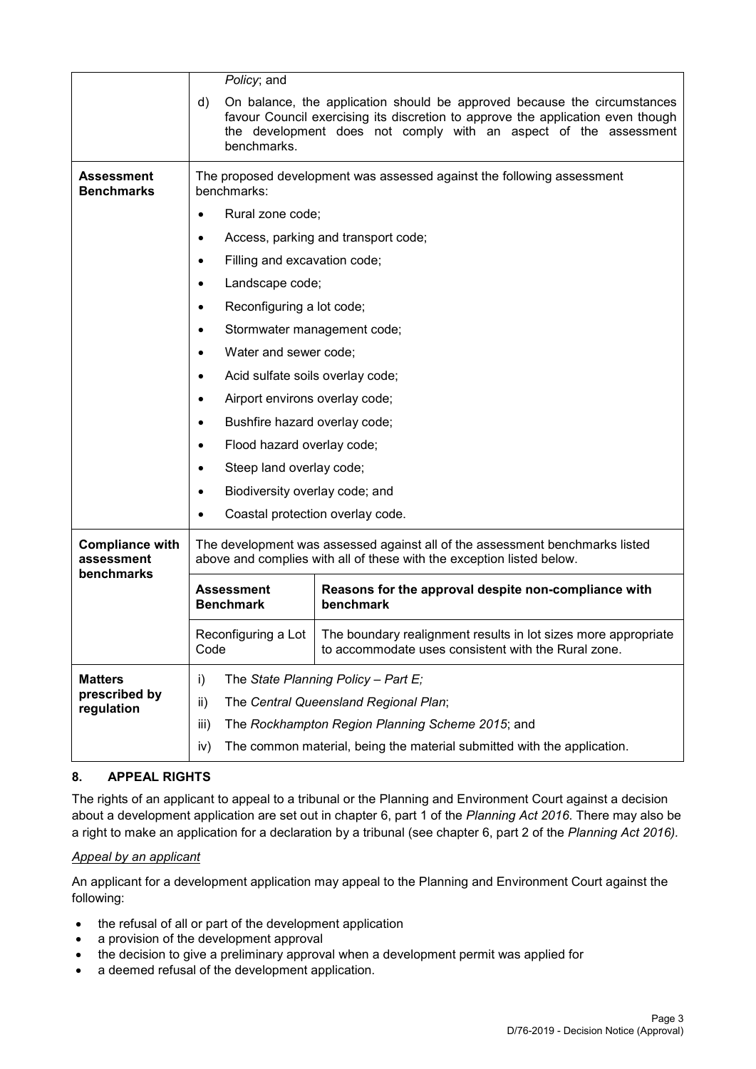| | |
|---|---|
| | *Policy*; and<br>d) On balance, the application should be approved because the circumstances favour Council exercising its discretion to approve the application even though the development does not comply with an aspect of the assessment benchmarks. |
| **Assessment Benchmarks** | The proposed development was assessed against the following assessment benchmarks:<br>• Rural zone code;<br>• Access, parking and transport code;<br>• Filling and excavation code;<br>• Landscape code;<br>• Reconfiguring a lot code;<br>• Stormwater management code;<br>• Water and sewer code;<br>• Acid sulfate soils overlay code;<br>• Airport environs overlay code;<br>• Bushfire hazard overlay code;<br>• Flood hazard overlay code;<br>• Steep land overlay code;<br>• Biodiversity overlay code; and<br>• Coastal protection overlay code. |
| **Compliance with assessment benchmarks** | The development was assessed against all of the assessment benchmarks listed above and complies with all of these with the exception listed below.<br><br>**Assessment Benchmark**: Reconfiguring a Lot Code<br>**Reasons for the approval despite non-compliance with benchmark**: The boundary realignment results in lot sizes more appropriate to accommodate uses consistent with the Rural zone. |
| **Matters prescribed by regulation** | i) The *State Planning Policy – Part E;*<br>ii) The *Central Queensland Regional Plan*;<br>iii) The *Rockhampton Region Planning Scheme 2015*; and<br>iv) The common material, being the material submitted with the application. |

## 8. APPEAL RIGHTS

The rights of an applicant to appeal to a tribunal or the Planning and Environment Court against a decision about a development application are set out in chapter 6, part 1 of the *Planning Act 2016*. There may also be a right to make an application for a declaration by a tribunal (see chapter 6, part 2 of the *Planning Act 2016).*

*Appeal by an applicant*

An applicant for a development application may appeal to the Planning and Environment Court against the following:

- the refusal of all or part of the development application
- a provision of the development approval
- the decision to give a preliminary approval when a development permit was applied for
- a deemed refusal of the development application.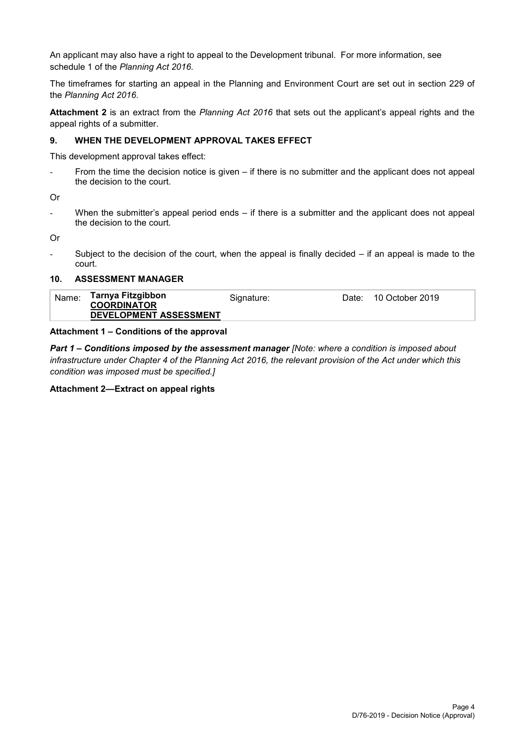An applicant may also have a right to appeal to the Development tribunal. For more information, see schedule 1 of the *Planning Act 2016*.

The timeframes for starting an appeal in the Planning and Environment Court are set out in section 229 of the *Planning Act 2016*.

**Attachment 2** is an extract from the *Planning Act 2016* that sets out the applicant's appeal rights and the appeal rights of a submitter.

## 9. WHEN THE DEVELOPMENT APPROVAL TAKES EFFECT

This development approval takes effect:

- From the time the decision notice is given – if there is no submitter and the applicant does not appeal the decision to the court.

Or

- When the submitter's appeal period ends – if there is a submitter and the applicant does not appeal the decision to the court.

Or

- Subject to the decision of the court, when the appeal is finally decided – if an appeal is made to the court.

## 10. ASSESSMENT MANAGER

| Name: | **Tarnya Fitzgibbon** **COORDINATOR DEVELOPMENT ASSESSMENT** | Signature: | Date: | 10 October 2019 |
|---|---|---|---|---|

**Attachment 1 – Conditions of the approval**

***Part 1 – Conditions imposed by the assessment manager*** *[Note: where a condition is imposed about infrastructure under Chapter 4 of the Planning Act 2016, the relevant provision of the Act under which this condition was imposed must be specified.]*

**Attachment 2—Extract on appeal rights**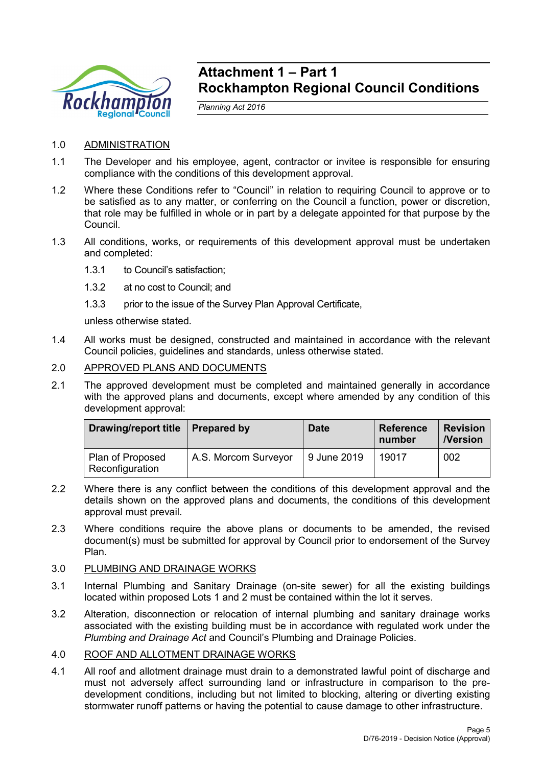# Attachment 1 – Part 1
# Rockhampton Regional Council Conditions

*Planning Act 2016*

1.0 ADMINISTRATION

1.1 The Developer and his employee, agent, contractor or invitee is responsible for ensuring compliance with the conditions of this development approval.

1.2 Where these Conditions refer to "Council" in relation to requiring Council to approve or to be satisfied as to any matter, or conferring on the Council a function, power or discretion, that role may be fulfilled in whole or in part by a delegate appointed for that purpose by the Council.

1.3 All conditions, works, or requirements of this development approval must be undertaken and completed:

1.3.1 to Council's satisfaction;

1.3.2 at no cost to Council; and

1.3.3 prior to the issue of the Survey Plan Approval Certificate,

unless otherwise stated.

1.4 All works must be designed, constructed and maintained in accordance with the relevant Council policies, guidelines and standards, unless otherwise stated.

2.0 APPROVED PLANS AND DOCUMENTS

2.1 The approved development must be completed and maintained generally in accordance with the approved plans and documents, except where amended by any condition of this development approval:

| Drawing/report title | Prepared by | Date | Reference number | Revision /Version |
|---|---|---|---|---|
| Plan of Proposed Reconfiguration | A.S. Morcom Surveyor | 9 June 2019 | 19017 | 002 |

2.2 Where there is any conflict between the conditions of this development approval and the details shown on the approved plans and documents, the conditions of this development approval must prevail.

2.3 Where conditions require the above plans or documents to be amended, the revised document(s) must be submitted for approval by Council prior to endorsement of the Survey Plan.

3.0 PLUMBING AND DRAINAGE WORKS

3.1 Internal Plumbing and Sanitary Drainage (on-site sewer) for all the existing buildings located within proposed Lots 1 and 2 must be contained within the lot it serves.

3.2 Alteration, disconnection or relocation of internal plumbing and sanitary drainage works associated with the existing building must be in accordance with regulated work under the *Plumbing and Drainage Act* and Council's Plumbing and Drainage Policies.

4.0 ROOF AND ALLOTMENT DRAINAGE WORKS

4.1 All roof and allotment drainage must drain to a demonstrated lawful point of discharge and must not adversely affect surrounding land or infrastructure in comparison to the pre-development conditions, including but not limited to blocking, altering or diverting existing stormwater runoff patterns or having the potential to cause damage to other infrastructure.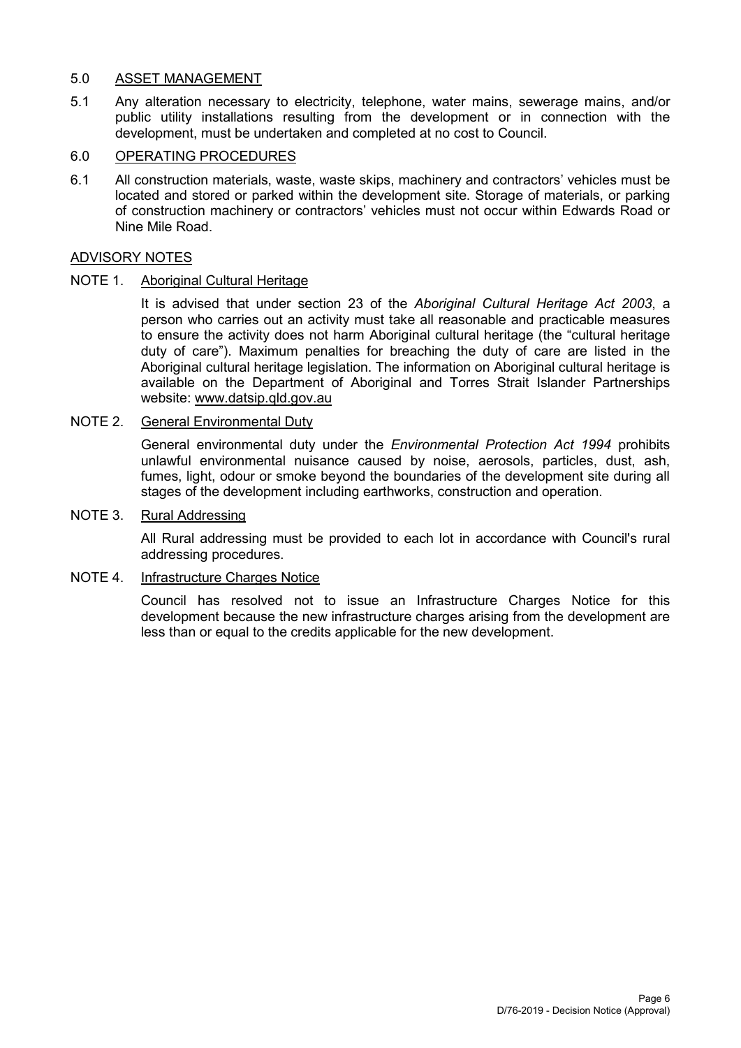## 5.0 ASSET MANAGEMENT

5.1 Any alteration necessary to electricity, telephone, water mains, sewerage mains, and/or public utility installations resulting from the development or in connection with the development, must be undertaken and completed at no cost to Council.

## 6.0 OPERATING PROCEDURES

6.1 All construction materials, waste, waste skips, machinery and contractors' vehicles must be located and stored or parked within the development site. Storage of materials, or parking of construction machinery or contractors' vehicles must not occur within Edwards Road or Nine Mile Road.

## ADVISORY NOTES

NOTE 1. Aboriginal Cultural Heritage

It is advised that under section 23 of the *Aboriginal Cultural Heritage Act 2003*, a person who carries out an activity must take all reasonable and practicable measures to ensure the activity does not harm Aboriginal cultural heritage (the "cultural heritage duty of care"). Maximum penalties for breaching the duty of care are listed in the Aboriginal cultural heritage legislation. The information on Aboriginal cultural heritage is available on the Department of Aboriginal and Torres Strait Islander Partnerships website: www.datsip.qld.gov.au

NOTE 2. General Environmental Duty

General environmental duty under the *Environmental Protection Act 1994* prohibits unlawful environmental nuisance caused by noise, aerosols, particles, dust, ash, fumes, light, odour or smoke beyond the boundaries of the development site during all stages of the development including earthworks, construction and operation.

NOTE 3. Rural Addressing

All Rural addressing must be provided to each lot in accordance with Council's rural addressing procedures.

NOTE 4. Infrastructure Charges Notice

Council has resolved not to issue an Infrastructure Charges Notice for this development because the new infrastructure charges arising from the development are less than or equal to the credits applicable for the new development.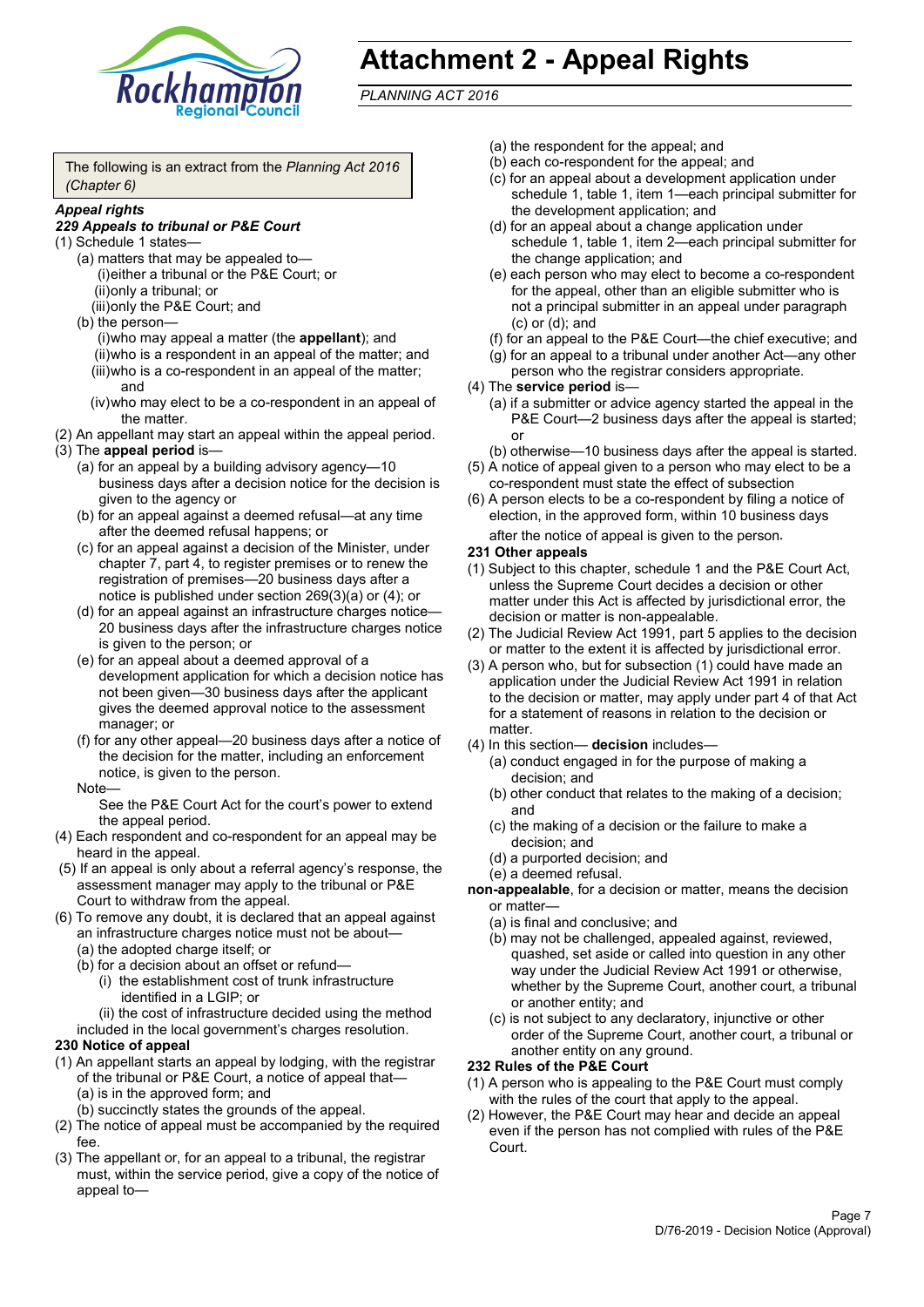# Attachment 2 - Appeal Rights

*PLANNING ACT 2016*

The following is an extract from the *Planning Act 2016 (Chapter 6)*

***Appeal rights***

***229 Appeals to tribunal or P&E Court***

(1) Schedule 1 states—

- (a) matters that may be appealed to—
  - (i) either a tribunal or the P&E Court; or
  - (ii) only a tribunal; or
  - (iii) only the P&E Court; and
- (b) the person—
  - (i) who may appeal a matter (the **appellant**); and
  - (ii) who is a respondent in an appeal of the matter; and
  - (iii) who is a co-respondent in an appeal of the matter; and
  - (iv) who may elect to be a co-respondent in an appeal of the matter.

(2) An appellant may start an appeal within the appeal period.

(3) The **appeal period** is—

- (a) for an appeal by a building advisory agency—10 business days after a decision notice for the decision is given to the agency or
- (b) for an appeal against a deemed refusal—at any time after the deemed refusal happens; or
- (c) for an appeal against a decision of the Minister, under chapter 7, part 4, to register premises or to renew the registration of premises—20 business days after a notice is published under section 269(3)(a) or (4); or
- (d) for an appeal against an infrastructure charges notice—20 business days after the infrastructure charges notice is given to the person; or
- (e) for an appeal about a deemed approval of a development application for which a decision notice has not been given—30 business days after the applicant gives the deemed approval notice to the assessment manager; or
- (f) for any other appeal—20 business days after a notice of the decision for the matter, including an enforcement notice, is given to the person.

Note—

See the P&E Court Act for the court's power to extend the appeal period.

(4) Each respondent and co-respondent for an appeal may be heard in the appeal.

(5) If an appeal is only about a referral agency's response, the assessment manager may apply to the tribunal or P&E Court to withdraw from the appeal.

(6) To remove any doubt, it is declared that an appeal against an infrastructure charges notice must not be about—

- (a) the adopted charge itself; or
- (b) for a decision about an offset or refund—
  - (i) the establishment cost of trunk infrastructure identified in a LGIP; or
  - (ii) the cost of infrastructure decided using the method included in the local government's charges resolution.

**230 Notice of appeal**

(1) An appellant starts an appeal by lodging, with the registrar of the tribunal or P&E Court, a notice of appeal that—

- (a) is in the approved form; and
- (b) succinctly states the grounds of the appeal.

(2) The notice of appeal must be accompanied by the required fee.

(3) The appellant or, for an appeal to a tribunal, the registrar must, within the service period, give a copy of the notice of appeal to—

- (a) the respondent for the appeal; and
- (b) each co-respondent for the appeal; and
- (c) for an appeal about a development application under schedule 1, table 1, item 1—each principal submitter for the development application; and
- (d) for an appeal about a change application under schedule 1, table 1, item 2—each principal submitter for the change application; and
- (e) each person who may elect to become a co-respondent for the appeal, other than an eligible submitter who is not a principal submitter in an appeal under paragraph (c) or (d); and
- (f) for an appeal to the P&E Court—the chief executive; and
- (g) for an appeal to a tribunal under another Act—any other person who the registrar considers appropriate.

(4) The **service period** is—

- (a) if a submitter or advice agency started the appeal in the P&E Court—2 business days after the appeal is started; or
- (b) otherwise—10 business days after the appeal is started.

(5) A notice of appeal given to a person who may elect to be a co-respondent must state the effect of subsection

(6) A person elects to be a co-respondent by filing a notice of election, in the approved form, within 10 business days after the notice of appeal is given to the person.

**231 Other appeals**

(1) Subject to this chapter, schedule 1 and the P&E Court Act, unless the Supreme Court decides a decision or other matter under this Act is affected by jurisdictional error, the decision or matter is non-appealable.

(2) The Judicial Review Act 1991, part 5 applies to the decision or matter to the extent it is affected by jurisdictional error.

(3) A person who, but for subsection (1) could have made an application under the Judicial Review Act 1991 in relation to the decision or matter, may apply under part 4 of that Act for a statement of reasons in relation to the decision or matter.

(4) In this section— **decision** includes—

- (a) conduct engaged in for the purpose of making a decision; and
- (b) other conduct that relates to the making of a decision; and
- (c) the making of a decision or the failure to make a decision; and
- (d) a purported decision; and
- (e) a deemed refusal.

**non-appealable**, for a decision or matter, means the decision or matter—

- (a) is final and conclusive; and
- (b) may not be challenged, appealed against, reviewed, quashed, set aside or called into question in any other way under the Judicial Review Act 1991 or otherwise, whether by the Supreme Court, another court, a tribunal or another entity; and
- (c) is not subject to any declaratory, injunctive or other order of the Supreme Court, another court, a tribunal or another entity on any ground.

**232 Rules of the P&E Court**

(1) A person who is appealing to the P&E Court must comply with the rules of the court that apply to the appeal.

(2) However, the P&E Court may hear and decide an appeal even if the person has not complied with rules of the P&E Court.

D/76-2019 - Decision Notice (Approval)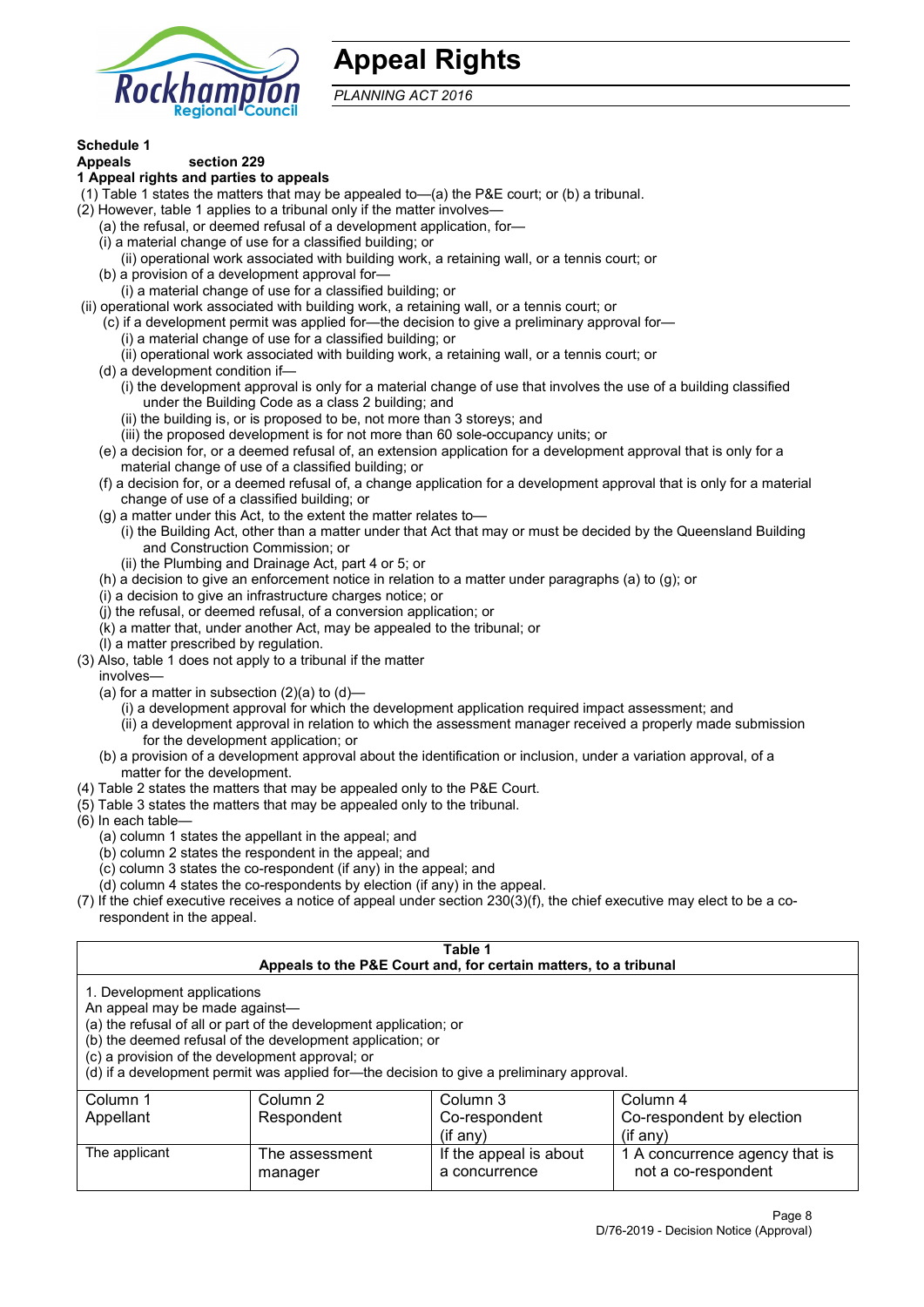# Appeal Rights

*PLANNING ACT 2016*

**Schedule 1**

**Appeals section 229**

**1 Appeal rights and parties to appeals**

(1) Table 1 states the matters that may be appealed to—(a) the P&E court; or (b) a tribunal.

(2) However, table 1 applies to a tribunal only if the matter involves—

(a) the refusal, or deemed refusal of a development application, for—

(i) a material change of use for a classified building; or

(ii) operational work associated with building work, a retaining wall, or a tennis court; or

(b) a provision of a development approval for—

(i) a material change of use for a classified building; or

(ii) operational work associated with building work, a retaining wall, or a tennis court; or

(c) if a development permit was applied for—the decision to give a preliminary approval for—

(i) a material change of use for a classified building; or

(ii) operational work associated with building work, a retaining wall, or a tennis court; or

(d) a development condition if—

(i) the development approval is only for a material change of use that involves the use of a building classified under the Building Code as a class 2 building; and

(ii) the building is, or is proposed to be, not more than 3 storeys; and

(iii) the proposed development is for not more than 60 sole-occupancy units; or

(e) a decision for, or a deemed refusal of, an extension application for a development approval that is only for a material change of use of a classified building; or

(f) a decision for, or a deemed refusal of, a change application for a development approval that is only for a material change of use of a classified building; or

(g) a matter under this Act, to the extent the matter relates to—

(i) the Building Act, other than a matter under that Act that may or must be decided by the Queensland Building and Construction Commission; or

(ii) the Plumbing and Drainage Act, part 4 or 5; or

(h) a decision to give an enforcement notice in relation to a matter under paragraphs (a) to (g); or

(i) a decision to give an infrastructure charges notice; or

(j) the refusal, or deemed refusal, of a conversion application; or

(k) a matter that, under another Act, may be appealed to the tribunal; or

(l) a matter prescribed by regulation.

(3) Also, table 1 does not apply to a tribunal if the matter involves—

(a) for a matter in subsection (2)(a) to (d)—

(i) a development approval for which the development application required impact assessment; and

(ii) a development approval in relation to which the assessment manager received a properly made submission for the development application; or

(b) a provision of a development approval about the identification or inclusion, under a variation approval, of a matter for the development.

(4) Table 2 states the matters that may be appealed only to the P&E Court.

(5) Table 3 states the matters that may be appealed only to the tribunal.

(6) In each table—

(a) column 1 states the appellant in the appeal; and

(b) column 2 states the respondent in the appeal; and

(c) column 3 states the co-respondent (if any) in the appeal; and

(d) column 4 states the co-respondents by election (if any) in the appeal.

(7) If the chief executive receives a notice of appeal under section 230(3)(f), the chief executive may elect to be a co-respondent in the appeal.

**Table 1**
**Appeals to the P&E Court and, for certain matters, to a tribunal**

1. Development applications
An appeal may be made against—
(a) the refusal of all or part of the development application; or
(b) the deemed refusal of the development application; or
(c) a provision of the development approval; or
(d) if a development permit was applied for—the decision to give a preliminary approval.

| Column 1<br>Appellant | Column 2<br>Respondent | Column 3<br>Co-respondent<br>(if any) | Column 4<br>Co-respondent by election<br>(if any) |
|---|---|---|---|
| The applicant | The assessment manager | If the appeal is about a concurrence | 1 A concurrence agency that is not a co-respondent |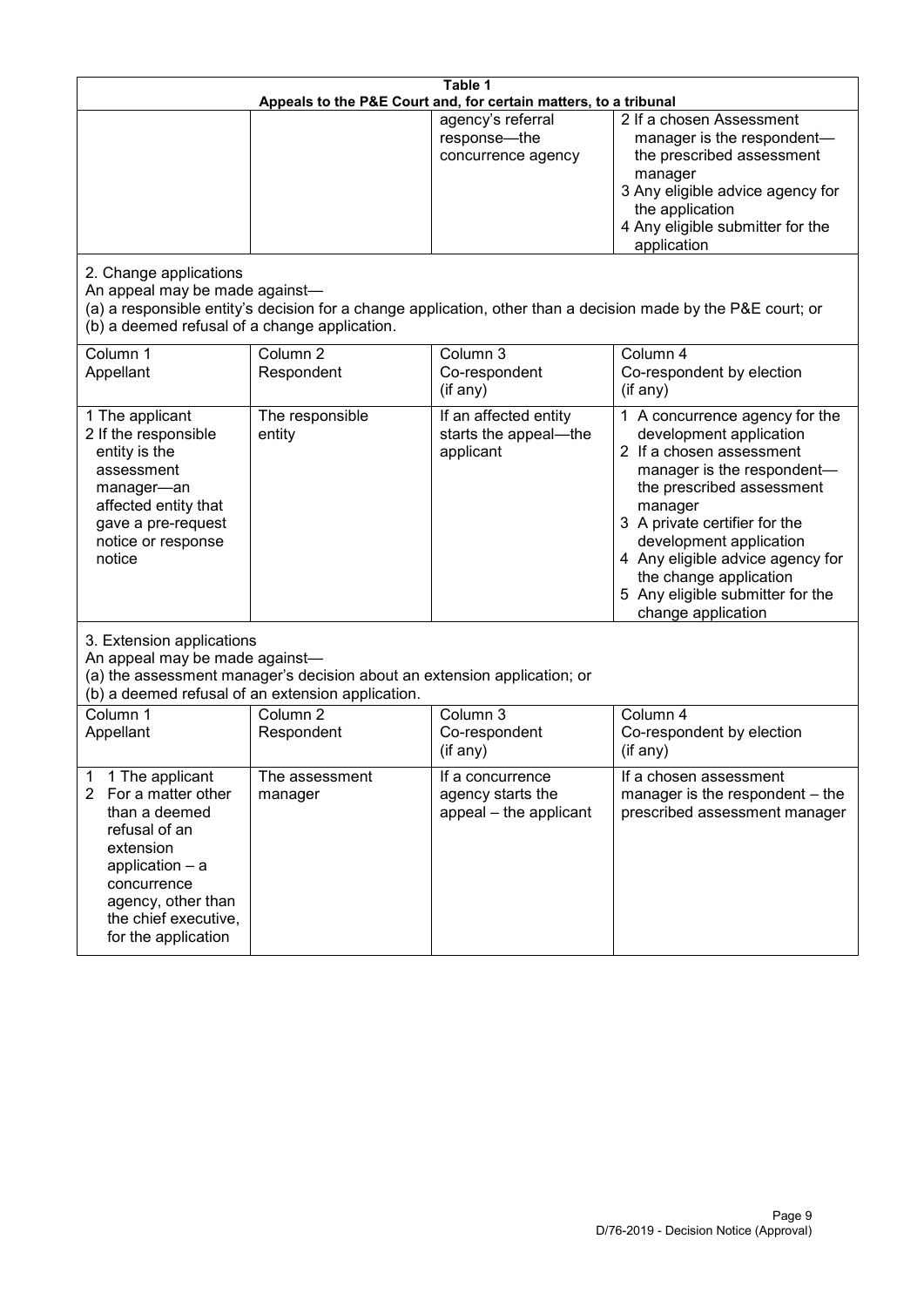| Table 1 | | | |
|---|---|---|---|
| Appeals to the P&E Court and, for certain matters, to a tribunal | | | |
| | | agency's referral response—the concurrence agency | 2 If a chosen Assessment manager is the respondent—the prescribed assessment manager<br>3 Any eligible advice agency for the application<br>4 Any eligible submitter for the application |
| 2. Change applications<br>An appeal may be made against—<br>(a) a responsible entity's decision for a change application, other than a decision made by the P&E court; or<br>(b) a deemed refusal of a change application. | | | |
| Column 1<br>Appellant | Column 2<br>Respondent | Column 3<br>Co-respondent<br>(if any) | Column 4<br>Co-respondent by election<br>(if any) |
| 1 The applicant<br>2 If the responsible entity is the assessment manager—an affected entity that gave a pre-request notice or response notice | The responsible entity | If an affected entity starts the appeal—the applicant | 1 A concurrence agency for the development application<br>2 If a chosen assessment manager is the respondent—the prescribed assessment manager<br>3 A private certifier for the development application<br>4 Any eligible advice agency for the change application<br>5 Any eligible submitter for the change application |
| 3. Extension applications<br>An appeal may be made against—<br>(a) the assessment manager's decision about an extension application; or<br>(b) a deemed refusal of an extension application. | | | |
| Column 1<br>Appellant | Column 2<br>Respondent | Column 3<br>Co-respondent<br>(if any) | Column 4<br>Co-respondent by election<br>(if any) |
| 1 1 The applicant<br>2 For a matter other than a deemed refusal of an extension application – a concurrence agency, other than the chief executive, for the application | The assessment manager | If a concurrence agency starts the appeal – the applicant | If a chosen assessment manager is the respondent – the prescribed assessment manager |

D/76-2019 - Decision Notice (Approval)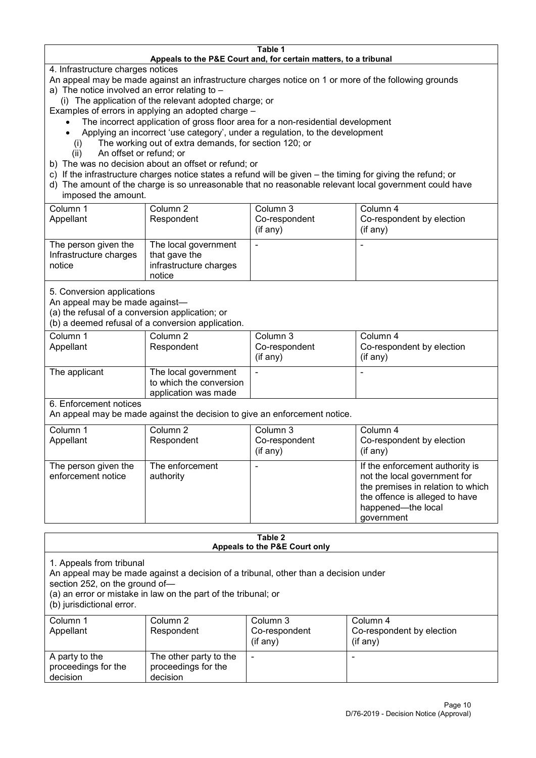**Table 1**
**Appeals to the P&E Court and, for certain matters, to a tribunal**

4. Infrastructure charges notices

An appeal may be made against an infrastructure charges notice on 1 or more of the following grounds

a) The notice involved an error relating to –

(i) The application of the relevant adopted charge; or

Examples of errors in applying an adopted charge –

- The incorrect application of gross floor area for a non-residential development
- Applying an incorrect 'use category', under a regulation, to the development

(i) The working out of extra demands, for section 120; or

(ii) An offset or refund; or

b) The was no decision about an offset or refund; or

c) If the infrastructure charges notice states a refund will be given – the timing for giving the refund; or

d) The amount of the charge is so unreasonable that no reasonable relevant local government could have imposed the amount.

| Column 1<br>Appellant | Column 2<br>Respondent | Column 3<br>Co-respondent<br>(if any) | Column 4<br>Co-respondent by election<br>(if any) |
|---|---|---|---|
| The person given the Infrastructure charges notice | The local government that gave the infrastructure charges notice | - | - |

5. Conversion applications

An appeal may be made against—

(a) the refusal of a conversion application; or

(b) a deemed refusal of a conversion application.

| Column 1<br>Appellant | Column 2<br>Respondent | Column 3<br>Co-respondent<br>(if any) | Column 4<br>Co-respondent by election<br>(if any) |
|---|---|---|---|
| The applicant | The local government to which the conversion application was made | - | - |

6. Enforcement notices

An appeal may be made against the decision to give an enforcement notice.

| Column 1<br>Appellant | Column 2<br>Respondent | Column 3<br>Co-respondent<br>(if any) | Column 4<br>Co-respondent by election<br>(if any) |
|---|---|---|---|
| The person given the enforcement notice | The enforcement authority | - | If the enforcement authority is not the local government for the premises in relation to which the offence is alleged to have happened—the local government |

**Table 2**
**Appeals to the P&E Court only**

1. Appeals from tribunal

An appeal may be made against a decision of a tribunal, other than a decision under section 252, on the ground of—

(a) an error or mistake in law on the part of the tribunal; or

(b) jurisdictional error.

| Column 1<br>Appellant | Column 2<br>Respondent | Column 3<br>Co-respondent<br>(if any) | Column 4<br>Co-respondent by election<br>(if any) |
|---|---|---|---|
| A party to the proceedings for the decision | The other party to the proceedings for the decision | - | - |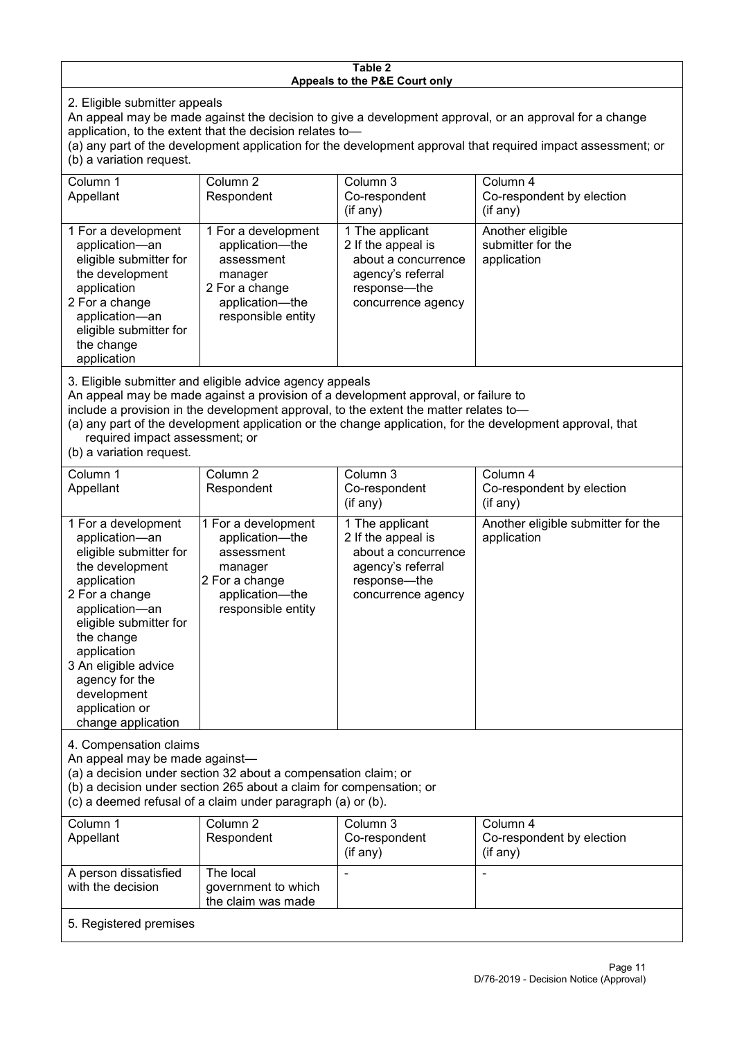**Table 2**
**Appeals to the P&E Court only**

2. Eligible submitter appeals

An appeal may be made against the decision to give a development approval, or an approval for a change application, to the extent that the decision relates to—

(a) any part of the development application for the development approval that required impact assessment; or

(b) a variation request.

| Column 1 Appellant | Column 2 Respondent | Column 3 Co-respondent (if any) | Column 4 Co-respondent by election (if any) |
|---|---|---|---|
| 1 For a development application—an eligible submitter for the development application<br>2 For a change application—an eligible submitter for the change application | 1 For a development application—the assessment manager<br>2 For a change application—the responsible entity | 1 The applicant<br>2 If the appeal is about a concurrence agency's referral response—the concurrence agency | Another eligible submitter for the application |

3. Eligible submitter and eligible advice agency appeals

An appeal may be made against a provision of a development approval, or failure to include a provision in the development approval, to the extent the matter relates to—

(a) any part of the development application or the change application, for the development approval, that required impact assessment; or

(b) a variation request.

| Column 1 Appellant | Column 2 Respondent | Column 3 Co-respondent (if any) | Column 4 Co-respondent by election (if any) |
|---|---|---|---|
| 1 For a development application—an eligible submitter for the development application<br>2 For a change application—an eligible submitter for the change application<br>3 An eligible advice agency for the development application or change application | 1 For a development application—the assessment manager<br>2 For a change application—the responsible entity | 1 The applicant<br>2 If the appeal is about a concurrence agency's referral response—the concurrence agency | Another eligible submitter for the application |

4. Compensation claims

An appeal may be made against—

(a) a decision under section 32 about a compensation claim; or

(b) a decision under section 265 about a claim for compensation; or

(c) a deemed refusal of a claim under paragraph (a) or (b).

| Column 1 Appellant | Column 2 Respondent | Column 3 Co-respondent (if any) | Column 4 Co-respondent by election (if any) |
|---|---|---|---|
| A person dissatisfied with the decision | The local government to which the claim was made | - | - |

5. Registered premises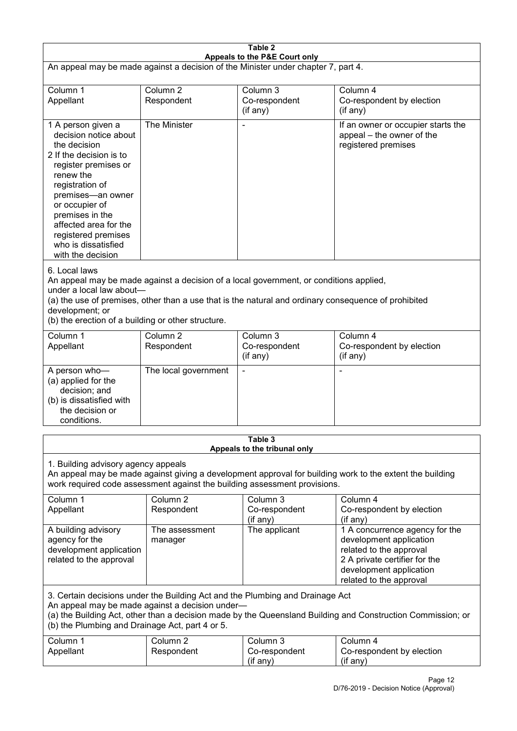**Table 2**
**Appeals to the P&E Court only**

An appeal may be made against a decision of the Minister under chapter 7, part 4.

| Column 1 Appellant | Column 2 Respondent | Column 3 Co-respondent (if any) | Column 4 Co-respondent by election (if any) |
|---|---|---|---|
| 1 A person given a decision notice about the decision<br>2 If the decision is to register premises or renew the registration of premises—an owner or occupier of premises in the affected area for the registered premises who is dissatisfied with the decision | The Minister | - | If an owner or occupier starts the appeal – the owner of the registered premises |

6. Local laws

An appeal may be made against a decision of a local government, or conditions applied, under a local law about—

(a) the use of premises, other than a use that is the natural and ordinary consequence of prohibited development; or

(b) the erection of a building or other structure.

| Column 1 Appellant | Column 2 Respondent | Column 3 Co-respondent (if any) | Column 4 Co-respondent by election (if any) |
|---|---|---|---|
| A person who—<br>(a) applied for the decision; and<br>(b) is dissatisfied with the decision or conditions. | The local government | - | - |

**Table 3**
**Appeals to the tribunal only**

1. Building advisory agency appeals

An appeal may be made against giving a development approval for building work to the extent the building work required code assessment against the building assessment provisions.

| Column 1 Appellant | Column 2 Respondent | Column 3 Co-respondent (if any) | Column 4 Co-respondent by election (if any) |
|---|---|---|---|
| A building advisory agency for the development application related to the approval | The assessment manager | The applicant | 1 A concurrence agency for the development application related to the approval<br>2 A private certifier for the development application related to the approval |

3. Certain decisions under the Building Act and the Plumbing and Drainage Act

An appeal may be made against a decision under—

(a) the Building Act, other than a decision made by the Queensland Building and Construction Commission; or

(b) the Plumbing and Drainage Act, part 4 or 5.

| Column 1 Appellant | Column 2 Respondent | Column 3 Co-respondent (if any) | Column 4 Co-respondent by election (if any) |
|---|---|---|---|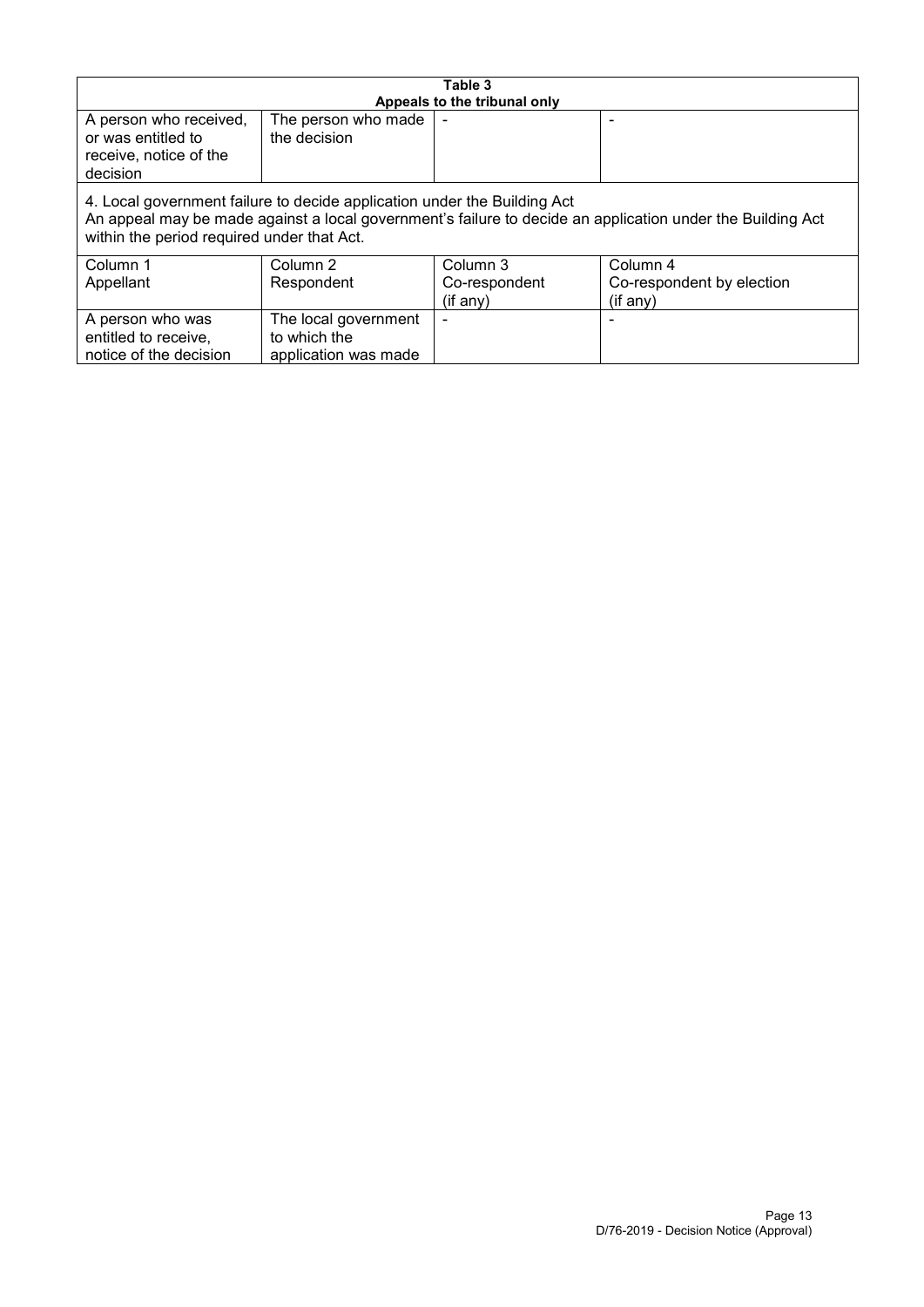| Table 3 Appeals to the tribunal only | | | |
| --- | --- | --- | --- |
| A person who received, or was entitled to receive, notice of the decision | The person who made the decision | - | - |

4. Local government failure to decide application under the Building Act
An appeal may be made against a local government's failure to decide an application under the Building Act within the period required under that Act.

| Column 1 Appellant | Column 2 Respondent | Column 3 Co-respondent (if any) | Column 4 Co-respondent by election (if any) |
| --- | --- | --- | --- |
| A person who was entitled to receive, notice of the decision | The local government to which the application was made | - | - |